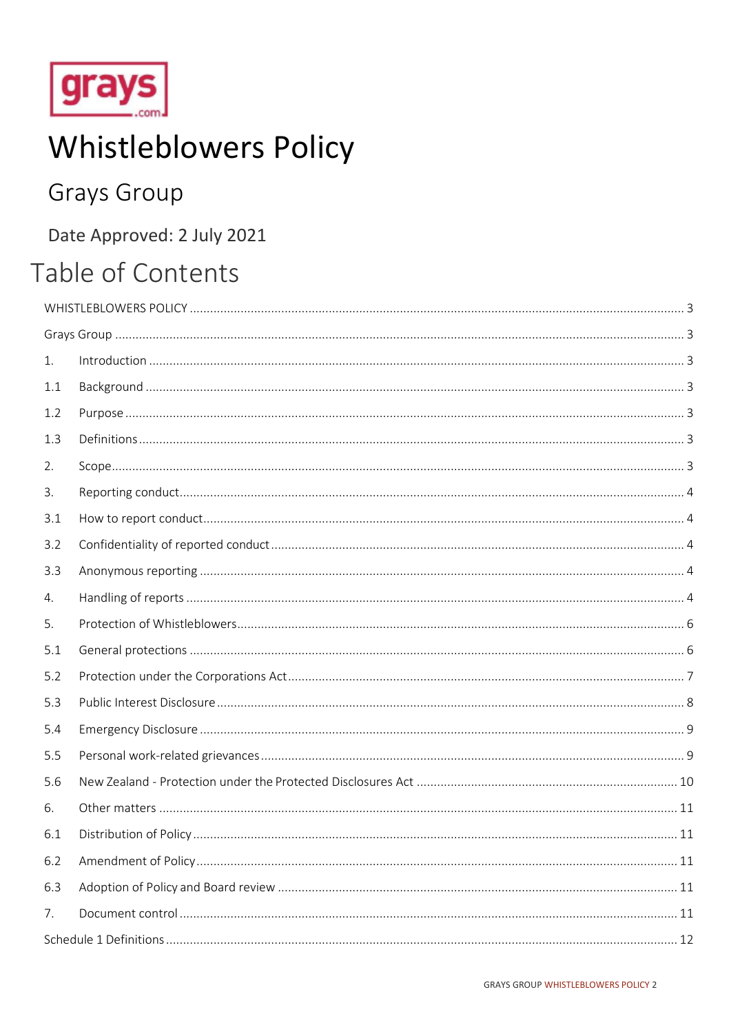grays .com

# Whistleblowers Policy

## Grays Group

Date Approved: 2 July 2021

# Table of Contents

WHISTLEBLOWERS POLICY ..... 3

Grays Group ..... 3

1. Introduction ..... 3

1.1 Background ..... 3

1.2 Purpose ..... 3

1.3 Definitions ..... 3

2. Scope ..... 3

3. Reporting conduct ..... 4

3.1 How to report conduct ..... 4

3.2 Confidentiality of reported conduct ..... 4

3.3 Anonymous reporting ..... 4

4. Handling of reports ..... 4

5. Protection of Whistleblowers ..... 6

5.1 General protections ..... 6

5.2 Protection under the Corporations Act ..... 7

5.3 Public Interest Disclosure ..... 8

5.4 Emergency Disclosure ..... 9

5.5 Personal work-related grievances ..... 9

5.6 New Zealand - Protection under the Protected Disclosures Act ..... 10

6. Other matters ..... 11

6.1 Distribution of Policy ..... 11

6.2 Amendment of Policy ..... 11

6.3 Adoption of Policy and Board review ..... 11

7. Document control ..... 11

Schedule 1 Definitions ..... 12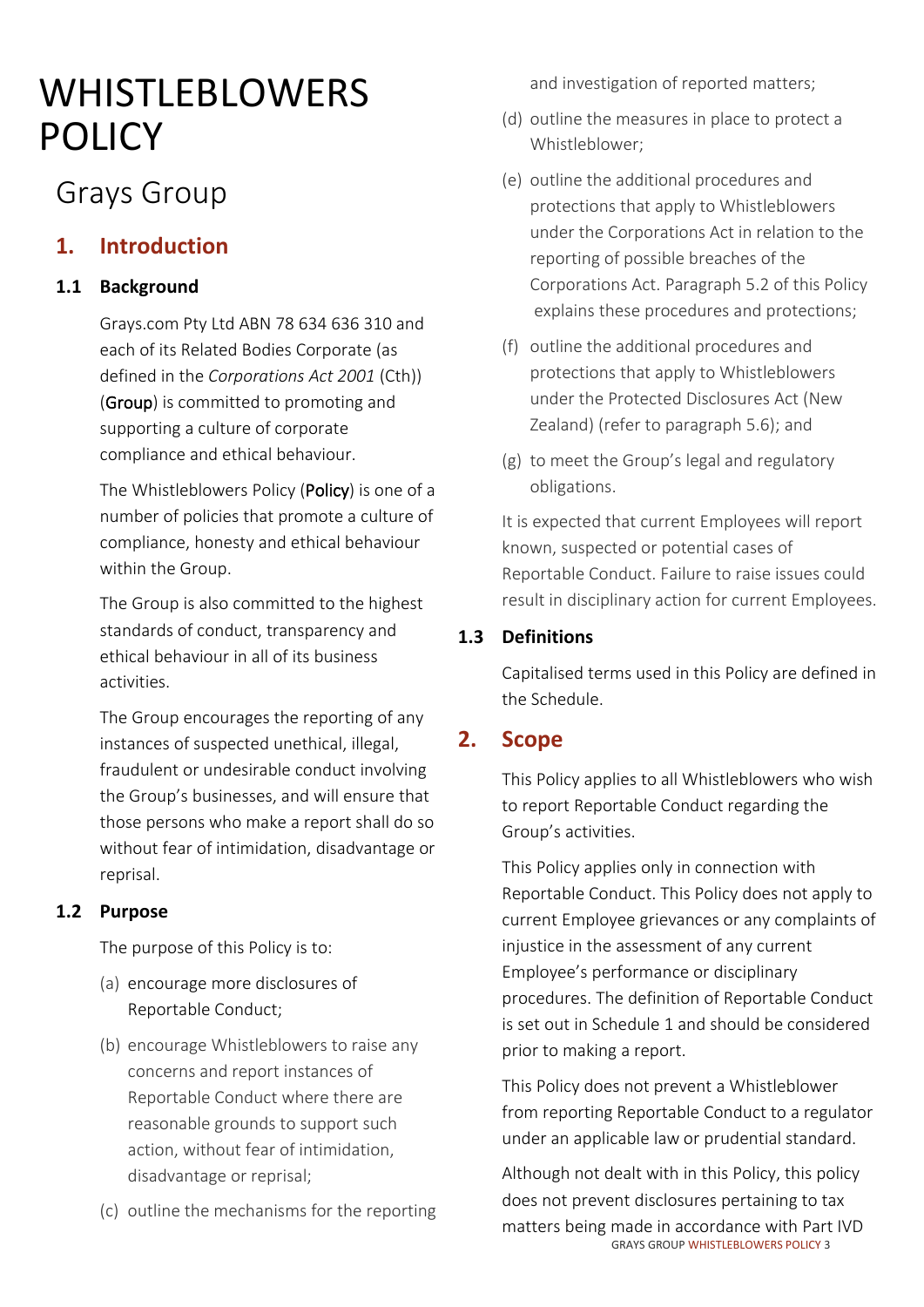# WHISTLEBLOWERS POLICY

## Grays Group

## 1. Introduction

### 1.1 Background

Grays.com Pty Ltd ABN 78 634 636 310 and each of its Related Bodies Corporate (as defined in the *Corporations Act 2001* (Cth)) (**Group**) is committed to promoting and supporting a culture of corporate compliance and ethical behaviour.

The Whistleblowers Policy (**Policy**) is one of a number of policies that promote a culture of compliance, honesty and ethical behaviour within the Group.

The Group is also committed to the highest standards of conduct, transparency and ethical behaviour in all of its business activities.

The Group encourages the reporting of any instances of suspected unethical, illegal, fraudulent or undesirable conduct involving the Group's businesses, and will ensure that those persons who make a report shall do so without fear of intimidation, disadvantage or reprisal.

### 1.2 Purpose

The purpose of this Policy is to:

(a) encourage more disclosures of Reportable Conduct;

(b) encourage Whistleblowers to raise any concerns and report instances of Reportable Conduct where there are reasonable grounds to support such action, without fear of intimidation, disadvantage or reprisal;

(c) outline the mechanisms for the reporting and investigation of reported matters;

(d) outline the measures in place to protect a Whistleblower;

(e) outline the additional procedures and protections that apply to Whistleblowers under the Corporations Act in relation to the reporting of possible breaches of the Corporations Act. Paragraph 5.2 of this Policy explains these procedures and protections;

(f) outline the additional procedures and protections that apply to Whistleblowers under the Protected Disclosures Act (New Zealand) (refer to paragraph 5.6); and

(g) to meet the Group's legal and regulatory obligations.

It is expected that current Employees will report known, suspected or potential cases of Reportable Conduct. Failure to raise issues could result in disciplinary action for current Employees.

### 1.3 Definitions

Capitalised terms used in this Policy are defined in the Schedule.

## 2. Scope

This Policy applies to all Whistleblowers who wish to report Reportable Conduct regarding the Group's activities.

This Policy applies only in connection with Reportable Conduct. This Policy does not apply to current Employee grievances or any complaints of injustice in the assessment of any current Employee's performance or disciplinary procedures. The definition of Reportable Conduct is set out in Schedule 1 and should be considered prior to making a report.

This Policy does not prevent a Whistleblower from reporting Reportable Conduct to a regulator under an applicable law or prudential standard.

Although not dealt with in this Policy, this policy does not prevent disclosures pertaining to tax matters being made in accordance with Part IVD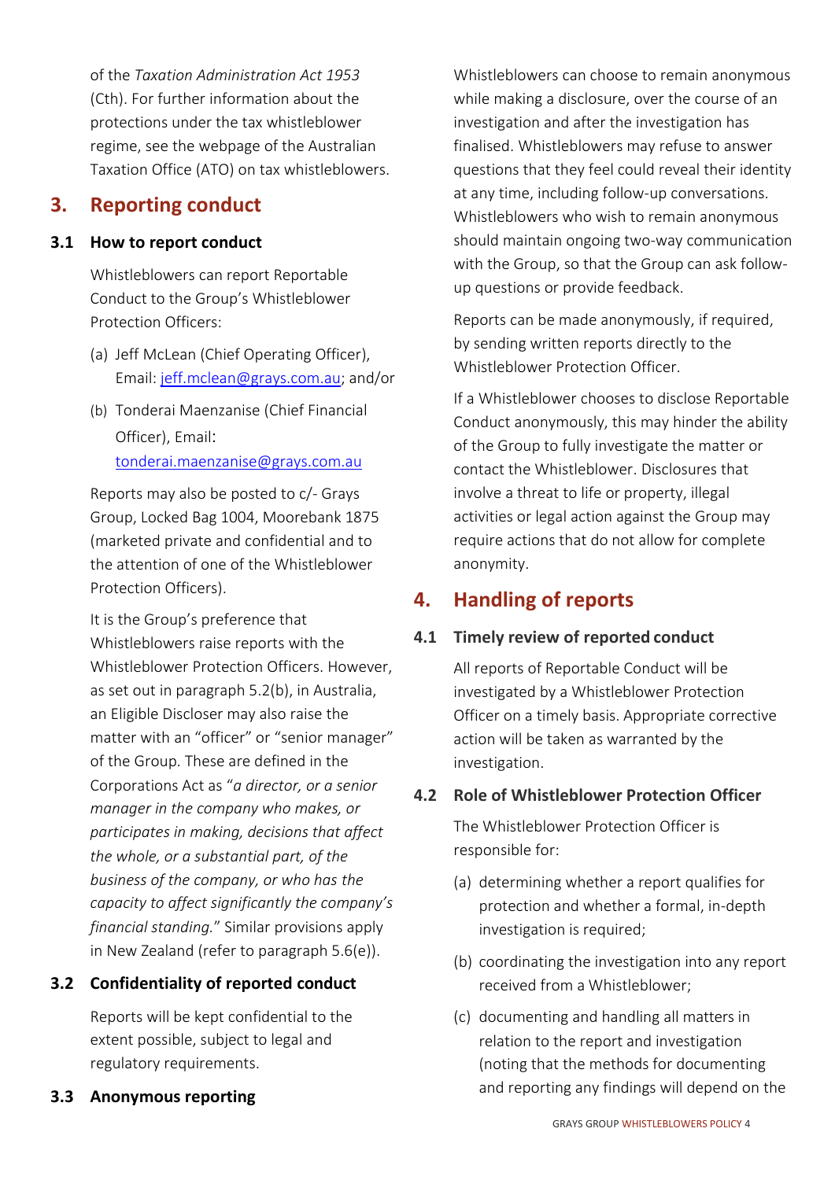of the *Taxation Administration Act 1953* (Cth). For further information about the protections under the tax whistleblower regime, see the webpage of the Australian Taxation Office (ATO) on tax whistleblowers.

## 3. Reporting conduct

### 3.1 How to report conduct

Whistleblowers can report Reportable Conduct to the Group's Whistleblower Protection Officers:

(a) Jeff McLean (Chief Operating Officer), Email: jeff.mclean@grays.com.au; and/or

(b) Tonderai Maenzanise (Chief Financial Officer), Email: tonderai.maenzanise@grays.com.au

Reports may also be posted to c/- Grays Group, Locked Bag 1004, Moorebank 1875 (marketed private and confidential and to the attention of one of the Whistleblower Protection Officers).

It is the Group's preference that Whistleblowers raise reports with the Whistleblower Protection Officers. However, as set out in paragraph 5.2(b), in Australia, an Eligible Discloser may also raise the matter with an "officer" or "senior manager" of the Group. These are defined in the Corporations Act as "*a director, or a senior manager in the company who makes, or participates in making, decisions that affect the whole, or a substantial part, of the business of the company, or who has the capacity to affect significantly the company's financial standing.*" Similar provisions apply in New Zealand (refer to paragraph 5.6(e)).

### 3.2 Confidentiality of reported conduct

Reports will be kept confidential to the extent possible, subject to legal and regulatory requirements.

### 3.3 Anonymous reporting

Whistleblowers can choose to remain anonymous while making a disclosure, over the course of an investigation and after the investigation has finalised. Whistleblowers may refuse to answer questions that they feel could reveal their identity at any time, including follow-up conversations. Whistleblowers who wish to remain anonymous should maintain ongoing two-way communication with the Group, so that the Group can ask follow-up questions or provide feedback.

Reports can be made anonymously, if required, by sending written reports directly to the Whistleblower Protection Officer.

If a Whistleblower chooses to disclose Reportable Conduct anonymously, this may hinder the ability of the Group to fully investigate the matter or contact the Whistleblower. Disclosures that involve a threat to life or property, illegal activities or legal action against the Group may require actions that do not allow for complete anonymity.

## 4. Handling of reports

### 4.1 Timely review of reported conduct

All reports of Reportable Conduct will be investigated by a Whistleblower Protection Officer on a timely basis. Appropriate corrective action will be taken as warranted by the investigation.

### 4.2 Role of Whistleblower Protection Officer

The Whistleblower Protection Officer is responsible for:

(a) determining whether a report qualifies for protection and whether a formal, in-depth investigation is required;

(b) coordinating the investigation into any report received from a Whistleblower;

(c) documenting and handling all matters in relation to the report and investigation (noting that the methods for documenting and reporting any findings will depend on the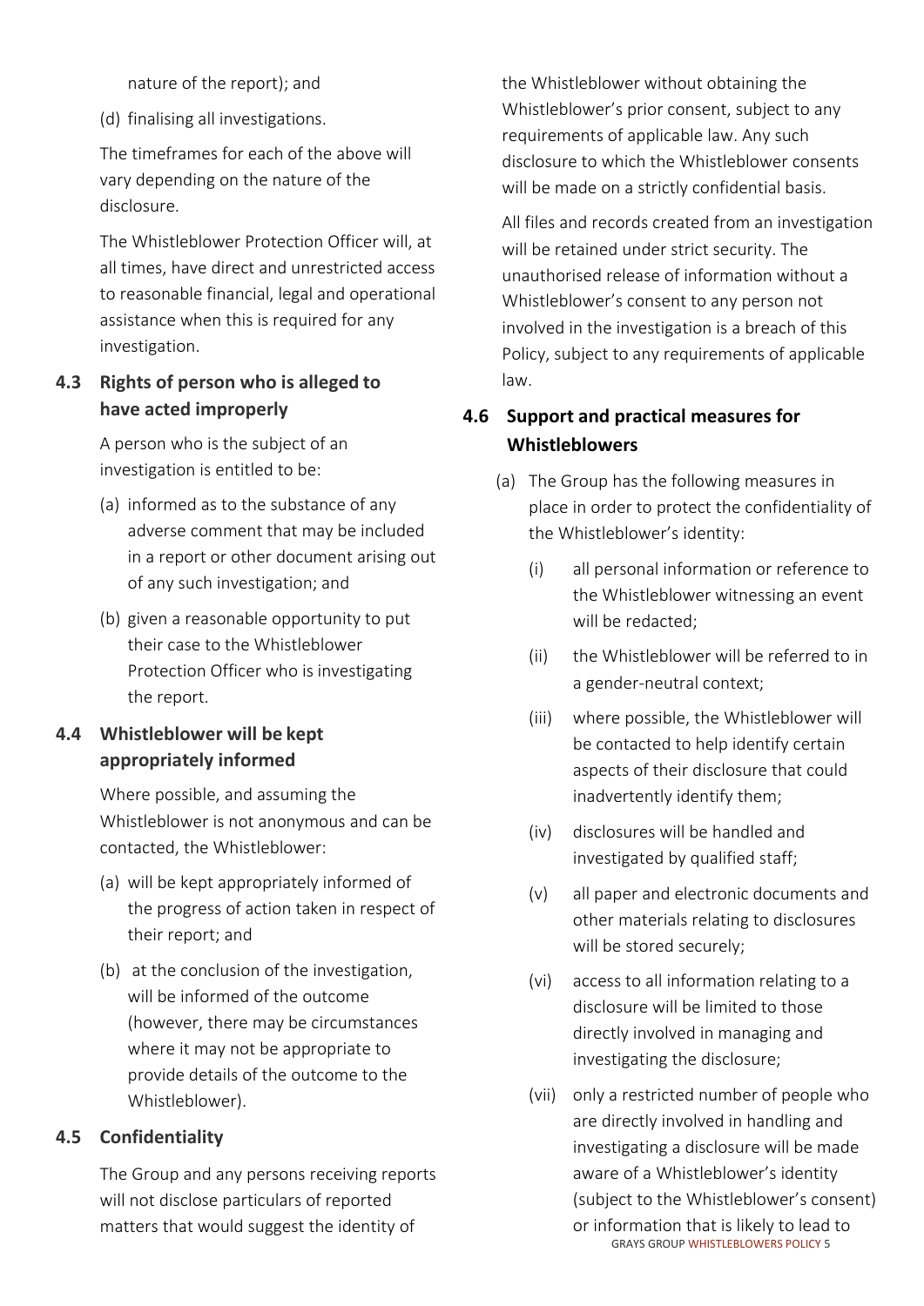nature of the report); and

(d) finalising all investigations.

The timeframes for each of the above will vary depending on the nature of the disclosure.

The Whistleblower Protection Officer will, at all times, have direct and unrestricted access to reasonable financial, legal and operational assistance when this is required for any investigation.

### 4.3 Rights of person who is alleged to have acted improperly

A person who is the subject of an investigation is entitled to be:

(a) informed as to the substance of any adverse comment that may be included in a report or other document arising out of any such investigation; and

(b) given a reasonable opportunity to put their case to the Whistleblower Protection Officer who is investigating the report.

### 4.4 Whistleblower will be kept appropriately informed

Where possible, and assuming the Whistleblower is not anonymous and can be contacted, the Whistleblower:

(a) will be kept appropriately informed of the progress of action taken in respect of their report; and

(b) at the conclusion of the investigation, will be informed of the outcome (however, there may be circumstances where it may not be appropriate to provide details of the outcome to the Whistleblower).

### 4.5 Confidentiality

The Group and any persons receiving reports will not disclose particulars of reported matters that would suggest the identity of the Whistleblower without obtaining the Whistleblower's prior consent, subject to any requirements of applicable law. Any such disclosure to which the Whistleblower consents will be made on a strictly confidential basis.

All files and records created from an investigation will be retained under strict security. The unauthorised release of information without a Whistleblower's consent to any person not involved in the investigation is a breach of this Policy, subject to any requirements of applicable law.

### 4.6 Support and practical measures for Whistleblowers

(a) The Group has the following measures in place in order to protect the confidentiality of the Whistleblower's identity:

(i) all personal information or reference to the Whistleblower witnessing an event will be redacted;

(ii) the Whistleblower will be referred to in a gender-neutral context;

(iii) where possible, the Whistleblower will be contacted to help identify certain aspects of their disclosure that could inadvertently identify them;

(iv) disclosures will be handled and investigated by qualified staff;

(v) all paper and electronic documents and other materials relating to disclosures will be stored securely;

(vi) access to all information relating to a disclosure will be limited to those directly involved in managing and investigating the disclosure;

(vii) only a restricted number of people who are directly involved in handling and investigating a disclosure will be made aware of a Whistleblower's identity (subject to the Whistleblower's consent) or information that is likely to lead to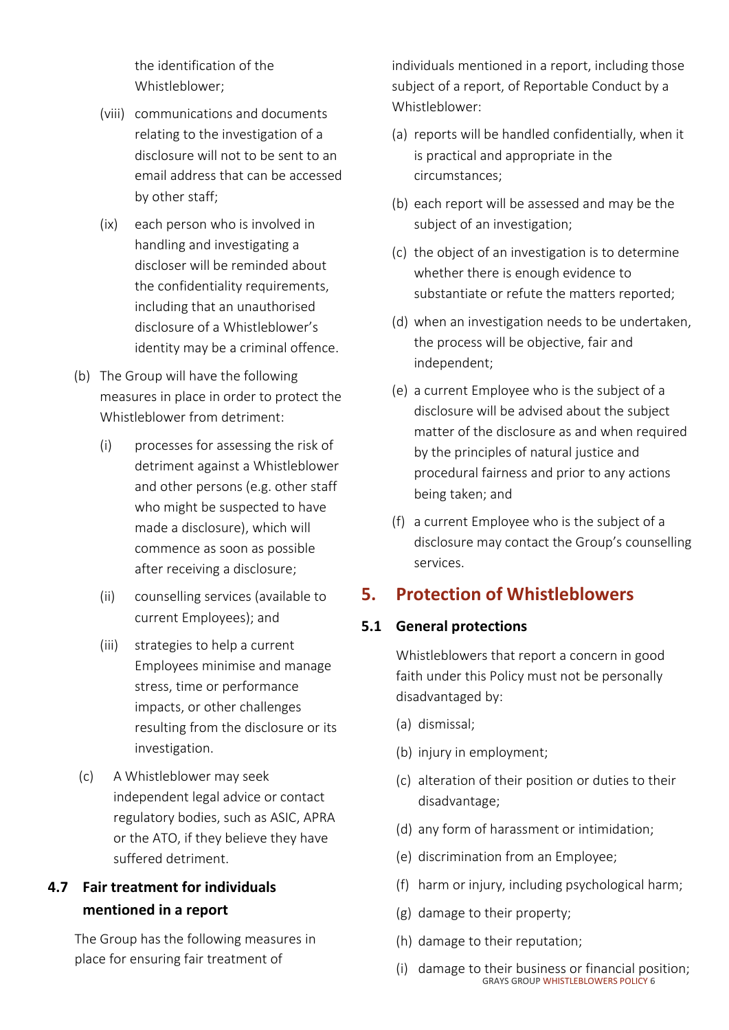the identification of the Whistleblower;

(viii) communications and documents relating to the investigation of a disclosure will not to be sent to an email address that can be accessed by other staff;

(ix) each person who is involved in handling and investigating a discloser will be reminded about the confidentiality requirements, including that an unauthorised disclosure of a Whistleblower's identity may be a criminal offence.

(b) The Group will have the following measures in place in order to protect the Whistleblower from detriment:

(i) processes for assessing the risk of detriment against a Whistleblower and other persons (e.g. other staff who might be suspected to have made a disclosure), which will commence as soon as possible after receiving a disclosure;

(ii) counselling services (available to current Employees); and

(iii) strategies to help a current Employees minimise and manage stress, time or performance impacts, or other challenges resulting from the disclosure or its investigation.

(c) A Whistleblower may seek independent legal advice or contact regulatory bodies, such as ASIC, APRA or the ATO, if they believe they have suffered detriment.

### 4.7 Fair treatment for individuals mentioned in a report

The Group has the following measures in place for ensuring fair treatment of individuals mentioned in a report, including those subject of a report, of Reportable Conduct by a Whistleblower:

(a) reports will be handled confidentially, when it is practical and appropriate in the circumstances;

(b) each report will be assessed and may be the subject of an investigation;

(c) the object of an investigation is to determine whether there is enough evidence to substantiate or refute the matters reported;

(d) when an investigation needs to be undertaken, the process will be objective, fair and independent;

(e) a current Employee who is the subject of a disclosure will be advised about the subject matter of the disclosure as and when required by the principles of natural justice and procedural fairness and prior to any actions being taken; and

(f) a current Employee who is the subject of a disclosure may contact the Group's counselling services.

## 5. Protection of Whistleblowers

### 5.1 General protections

Whistleblowers that report a concern in good faith under this Policy must not be personally disadvantaged by:

(a) dismissal;

(b) injury in employment;

(c) alteration of their position or duties to their disadvantage;

(d) any form of harassment or intimidation;

(e) discrimination from an Employee;

(f) harm or injury, including psychological harm;

(g) damage to their property;

(h) damage to their reputation;

(i) damage to their business or financial position;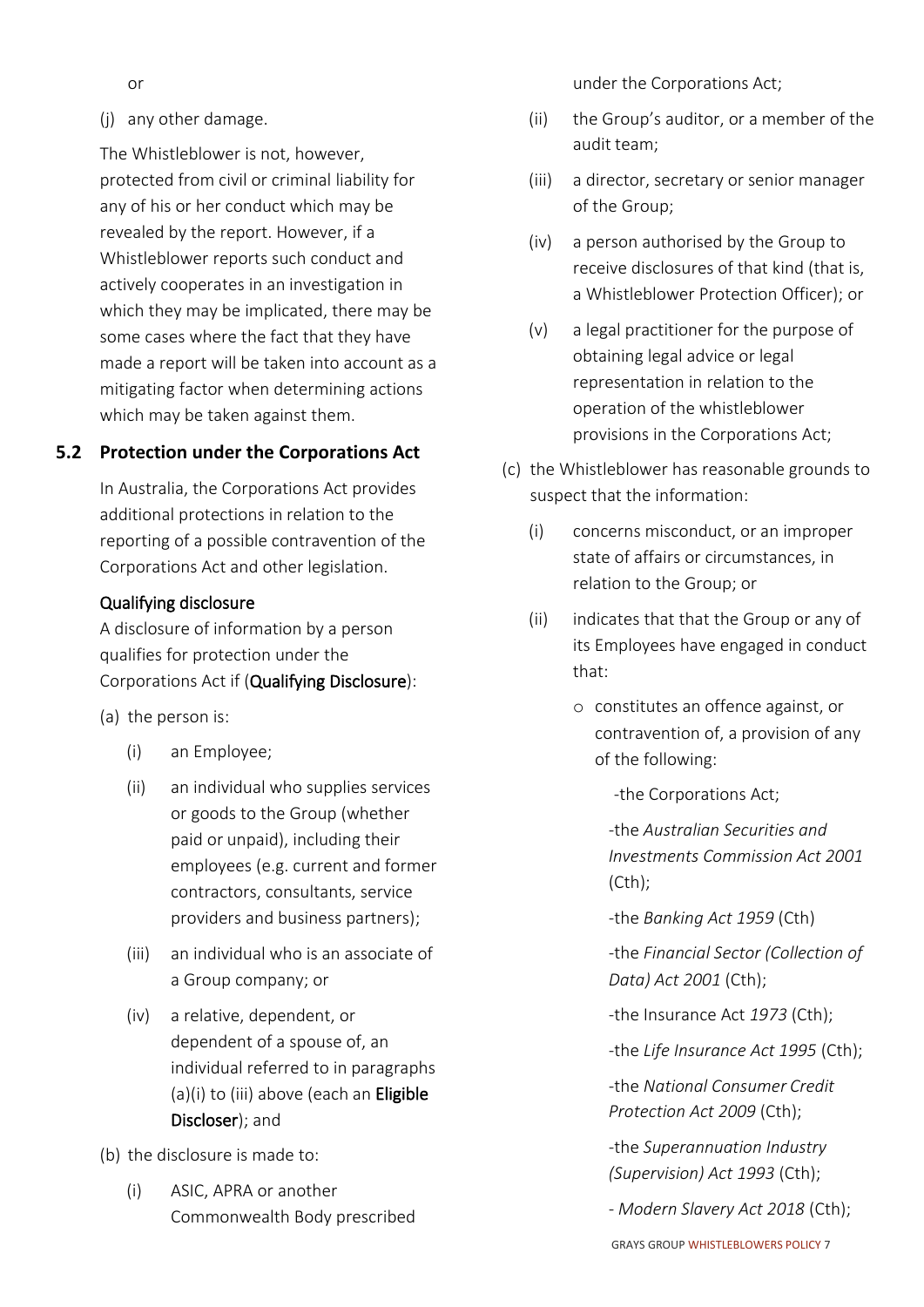or

(j) any other damage.

The Whistleblower is not, however, protected from civil or criminal liability for any of his or her conduct which may be revealed by the report. However, if a Whistleblower reports such conduct and actively cooperates in an investigation in which they may be implicated, there may be some cases where the fact that they have made a report will be taken into account as a mitigating factor when determining actions which may be taken against them.

## 5.2 Protection under the Corporations Act

In Australia, the Corporations Act provides additional protections in relation to the reporting of a possible contravention of the Corporations Act and other legislation.

Qualifying disclosure

A disclosure of information by a person qualifies for protection under the Corporations Act if (**Qualifying Disclosure**):

(a) the person is:

- (i) an Employee;
- (ii) an individual who supplies services or goods to the Group (whether paid or unpaid), including their employees (e.g. current and former contractors, consultants, service providers and business partners);
- (iii) an individual who is an associate of a Group company; or
- (iv) a relative, dependent, or dependent of a spouse of, an individual referred to in paragraphs (a)(i) to (iii) above (each an **Eligible Discloser**); and

(b) the disclosure is made to:

- (i) ASIC, APRA or another Commonwealth Body prescribed under the Corporations Act;
- (ii) the Group's auditor, or a member of the audit team;
- (iii) a director, secretary or senior manager of the Group;
- (iv) a person authorised by the Group to receive disclosures of that kind (that is, a Whistleblower Protection Officer); or
- (v) a legal practitioner for the purpose of obtaining legal advice or legal representation in relation to the operation of the whistleblower provisions in the Corporations Act;

(c) the Whistleblower has reasonable grounds to suspect that the information:

- (i) concerns misconduct, or an improper state of affairs or circumstances, in relation to the Group; or
- (ii) indicates that that the Group or any of its Employees have engaged in conduct that:
  - o constitutes an offence against, or contravention of, a provision of any of the following:

    -the Corporations Act;

    -the *Australian Securities and Investments Commission Act 2001* (Cth);

    -the *Banking Act 1959* (Cth)

    -the *Financial Sector (Collection of Data) Act 2001* (Cth);

    -the Insurance Act *1973* (Cth);

    -the *Life Insurance Act 1995* (Cth);

    -the *National Consumer Credit Protection Act 2009* (Cth);

    -the *Superannuation Industry (Supervision) Act 1993* (Cth);

    - *Modern Slavery Act 2018* (Cth);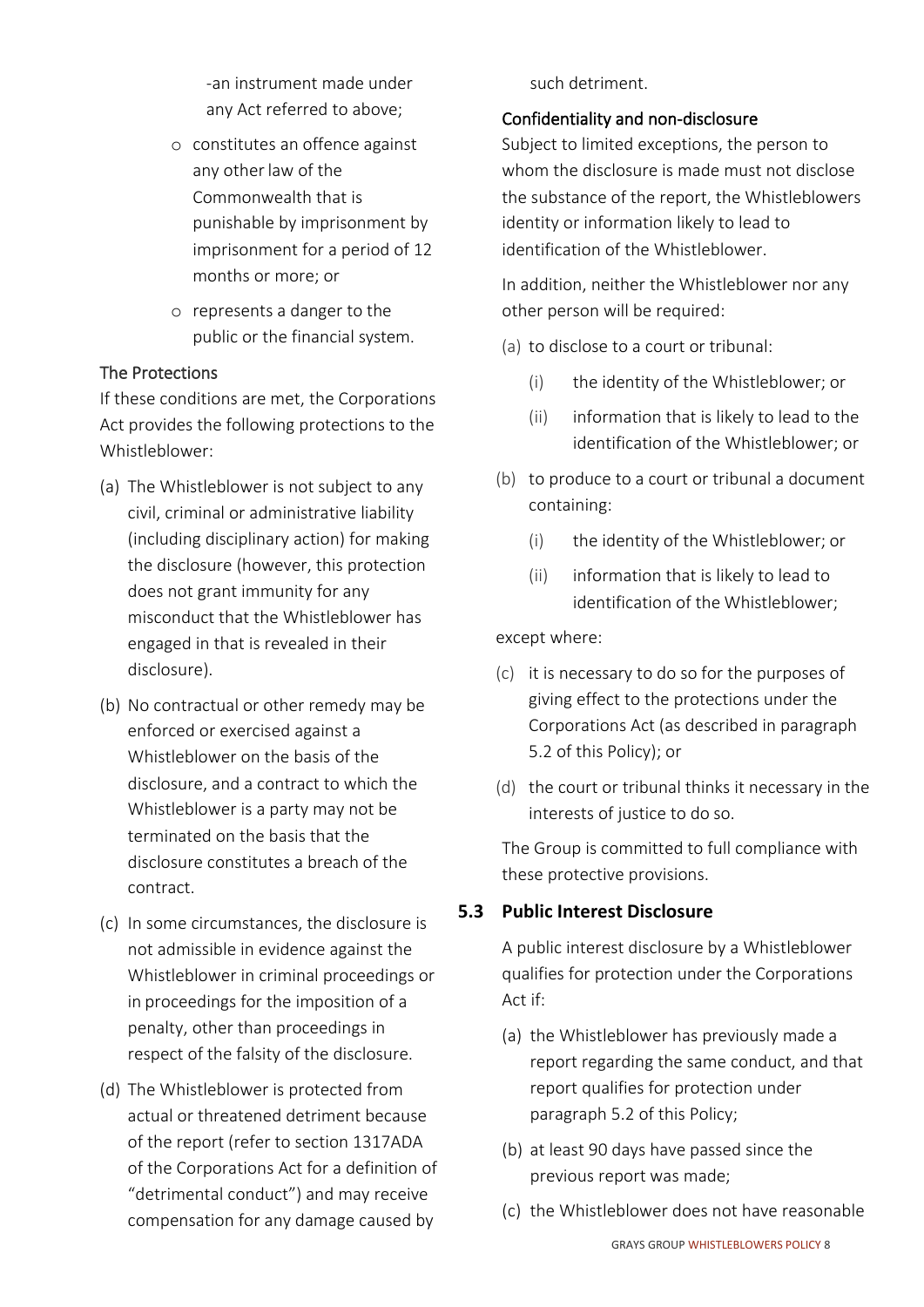-an instrument made under any Act referred to above;

- constitutes an offence against any other law of the Commonwealth that is punishable by imprisonment by imprisonment for a period of 12 months or more; or
- represents a danger to the public or the financial system.

### The Protections

If these conditions are met, the Corporations Act provides the following protections to the Whistleblower:

(a) The Whistleblower is not subject to any civil, criminal or administrative liability (including disciplinary action) for making the disclosure (however, this protection does not grant immunity for any misconduct that the Whistleblower has engaged in that is revealed in their disclosure).

(b) No contractual or other remedy may be enforced or exercised against a Whistleblower on the basis of the disclosure, and a contract to which the Whistleblower is a party may not be terminated on the basis that the disclosure constitutes a breach of the contract.

(c) In some circumstances, the disclosure is not admissible in evidence against the Whistleblower in criminal proceedings or in proceedings for the imposition of a penalty, other than proceedings in respect of the falsity of the disclosure.

(d) The Whistleblower is protected from actual or threatened detriment because of the report (refer to section 1317ADA of the Corporations Act for a definition of "detrimental conduct") and may receive compensation for any damage caused by such detriment.

### Confidentiality and non-disclosure

Subject to limited exceptions, the person to whom the disclosure is made must not disclose the substance of the report, the Whistleblowers identity or information likely to lead to identification of the Whistleblower.

In addition, neither the Whistleblower nor any other person will be required:

(a) to disclose to a court or tribunal:

(i) the identity of the Whistleblower; or

(ii) information that is likely to lead to the identification of the Whistleblower; or

(b) to produce to a court or tribunal a document containing:

(i) the identity of the Whistleblower; or

(ii) information that is likely to lead to identification of the Whistleblower;

except where:

(c) it is necessary to do so for the purposes of giving effect to the protections under the Corporations Act (as described in paragraph 5.2 of this Policy); or

(d) the court or tribunal thinks it necessary in the interests of justice to do so.

The Group is committed to full compliance with these protective provisions.

## 5.3 Public Interest Disclosure

A public interest disclosure by a Whistleblower qualifies for protection under the Corporations Act if:

(a) the Whistleblower has previously made a report regarding the same conduct, and that report qualifies for protection under paragraph 5.2 of this Policy;

(b) at least 90 days have passed since the previous report was made;

(c) the Whistleblower does not have reasonable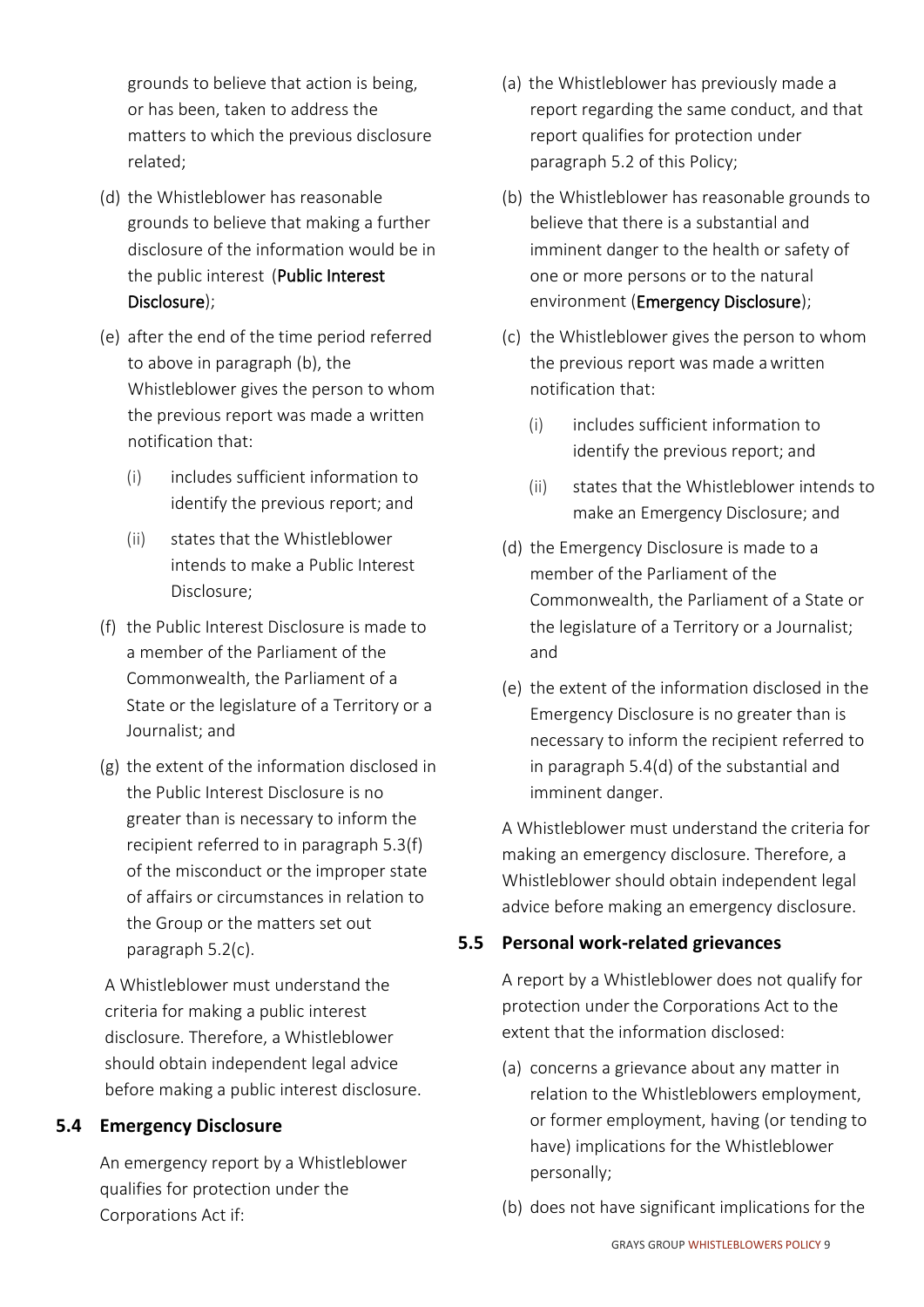grounds to believe that action is being, or has been, taken to address the matters to which the previous disclosure related;

(d) the Whistleblower has reasonable grounds to believe that making a further disclosure of the information would be in the public interest (**Public Interest Disclosure**);

(e) after the end of the time period referred to above in paragraph (b), the Whistleblower gives the person to whom the previous report was made a written notification that:

  (i) includes sufficient information to identify the previous report; and

  (ii) states that the Whistleblower intends to make a Public Interest Disclosure;

(f) the Public Interest Disclosure is made to a member of the Parliament of the Commonwealth, the Parliament of a State or the legislature of a Territory or a Journalist; and

(g) the extent of the information disclosed in the Public Interest Disclosure is no greater than is necessary to inform the recipient referred to in paragraph 5.3(f) of the misconduct or the improper state of affairs or circumstances in relation to the Group or the matters set out paragraph 5.2(c).

A Whistleblower must understand the criteria for making a public interest disclosure. Therefore, a Whistleblower should obtain independent legal advice before making a public interest disclosure.

### 5.4 Emergency Disclosure

An emergency report by a Whistleblower qualifies for protection under the Corporations Act if:

(a) the Whistleblower has previously made a report regarding the same conduct, and that report qualifies for protection under paragraph 5.2 of this Policy;

(b) the Whistleblower has reasonable grounds to believe that there is a substantial and imminent danger to the health or safety of one or more persons or to the natural environment (**Emergency Disclosure**);

(c) the Whistleblower gives the person to whom the previous report was made a written notification that:

  (i) includes sufficient information to identify the previous report; and

  (ii) states that the Whistleblower intends to make an Emergency Disclosure; and

(d) the Emergency Disclosure is made to a member of the Parliament of the Commonwealth, the Parliament of a State or the legislature of a Territory or a Journalist; and

(e) the extent of the information disclosed in the Emergency Disclosure is no greater than is necessary to inform the recipient referred to in paragraph 5.4(d) of the substantial and imminent danger.

A Whistleblower must understand the criteria for making an emergency disclosure. Therefore, a Whistleblower should obtain independent legal advice before making an emergency disclosure.

### 5.5 Personal work-related grievances

A report by a Whistleblower does not qualify for protection under the Corporations Act to the extent that the information disclosed:

(a) concerns a grievance about any matter in relation to the Whistleblowers employment, or former employment, having (or tending to have) implications for the Whistleblower personally;

(b) does not have significant implications for the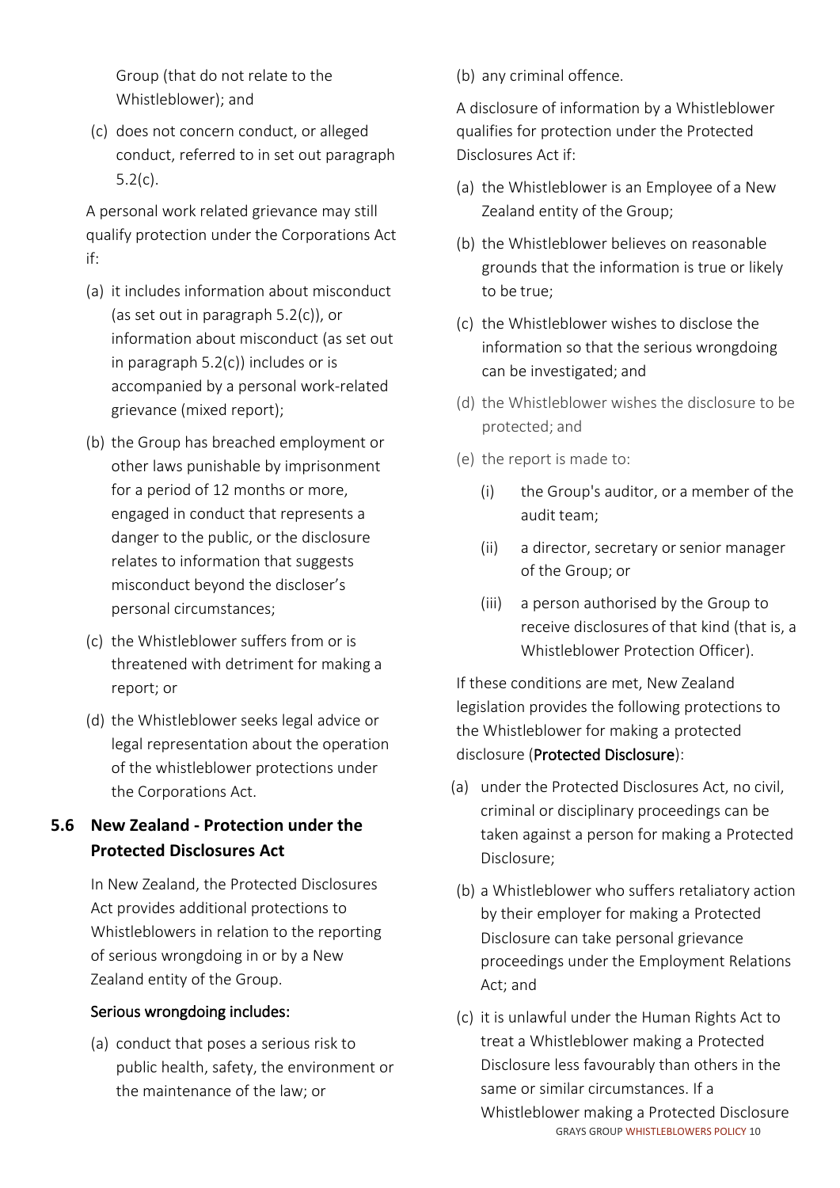Group (that do not relate to the Whistleblower); and

(c) does not concern conduct, or alleged conduct, referred to in set out paragraph 5.2(c).

A personal work related grievance may still qualify protection under the Corporations Act if:

(a) it includes information about misconduct (as set out in paragraph 5.2(c)), or information about misconduct (as set out in paragraph 5.2(c)) includes or is accompanied by a personal work-related grievance (mixed report);

(b) the Group has breached employment or other laws punishable by imprisonment for a period of 12 months or more, engaged in conduct that represents a danger to the public, or the disclosure relates to information that suggests misconduct beyond the discloser's personal circumstances;

(c) the Whistleblower suffers from or is threatened with detriment for making a report; or

(d) the Whistleblower seeks legal advice or legal representation about the operation of the whistleblower protections under the Corporations Act.

## 5.6 New Zealand - Protection under the Protected Disclosures Act

In New Zealand, the Protected Disclosures Act provides additional protections to Whistleblowers in relation to the reporting of serious wrongdoing in or by a New Zealand entity of the Group.

Serious wrongdoing includes:

(a) conduct that poses a serious risk to public health, safety, the environment or the maintenance of the law; or

(b) any criminal offence.

A disclosure of information by a Whistleblower qualifies for protection under the Protected Disclosures Act if:

(a) the Whistleblower is an Employee of a New Zealand entity of the Group;

(b) the Whistleblower believes on reasonable grounds that the information is true or likely to be true;

(c) the Whistleblower wishes to disclose the information so that the serious wrongdoing can be investigated; and

(d) the Whistleblower wishes the disclosure to be protected; and

(e) the report is made to:

   (i) the Group's auditor, or a member of the audit team;

   (ii) a director, secretary or senior manager of the Group; or

   (iii) a person authorised by the Group to receive disclosures of that kind (that is, a Whistleblower Protection Officer).

If these conditions are met, New Zealand legislation provides the following protections to the Whistleblower for making a protected disclosure (**Protected Disclosure**):

(a) under the Protected Disclosures Act, no civil, criminal or disciplinary proceedings can be taken against a person for making a Protected Disclosure;

(b) a Whistleblower who suffers retaliatory action by their employer for making a Protected Disclosure can take personal grievance proceedings under the Employment Relations Act; and

(c) it is unlawful under the Human Rights Act to treat a Whistleblower making a Protected Disclosure less favourably than others in the same or similar circumstances. If a Whistleblower making a Protected Disclosure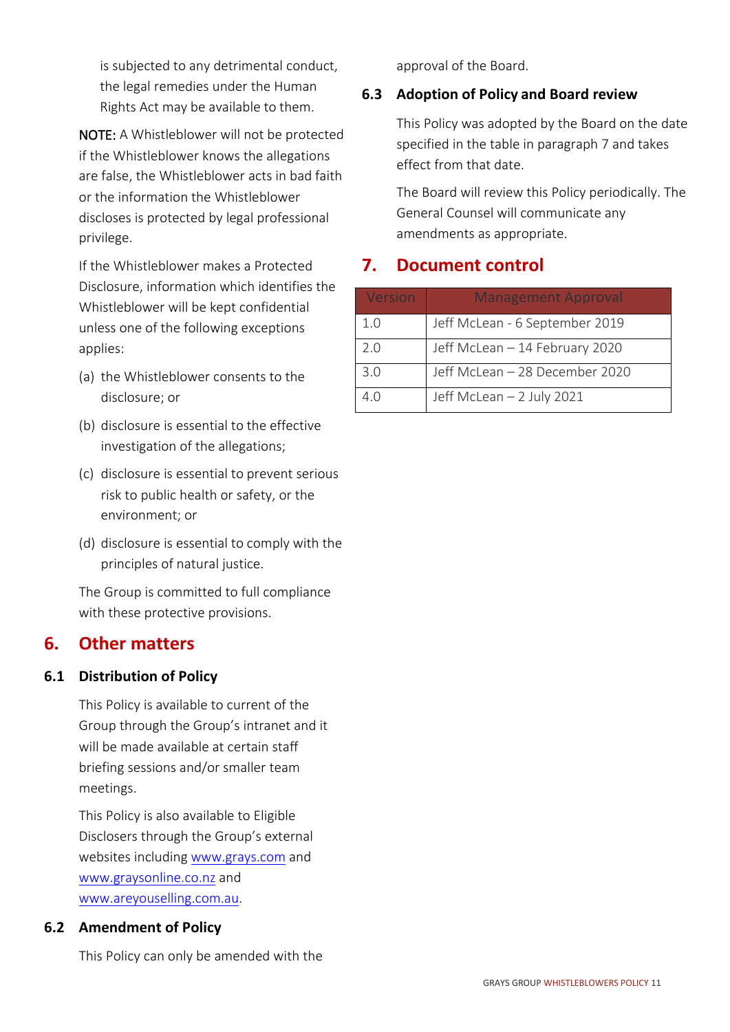is subjected to any detrimental conduct, the legal remedies under the Human Rights Act may be available to them.

NOTE: A Whistleblower will not be protected if the Whistleblower knows the allegations are false, the Whistleblower acts in bad faith or the information the Whistleblower discloses is protected by legal professional privilege.

If the Whistleblower makes a Protected Disclosure, information which identifies the Whistleblower will be kept confidential unless one of the following exceptions applies:

(a) the Whistleblower consents to the disclosure; or

(b) disclosure is essential to the effective investigation of the allegations;

(c) disclosure is essential to prevent serious risk to public health or safety, or the environment; or

(d) disclosure is essential to comply with the principles of natural justice.

The Group is committed to full compliance with these protective provisions.

## 6. Other matters

### 6.1 Distribution of Policy

This Policy is available to current of the Group through the Group's intranet and it will be made available at certain staff briefing sessions and/or smaller team meetings.

This Policy is also available to Eligible Disclosers through the Group's external websites including www.grays.com and www.graysonline.co.nz and www.areyouselling.com.au.

### 6.2 Amendment of Policy

This Policy can only be amended with the approval of the Board.

### 6.3 Adoption of Policy and Board review

This Policy was adopted by the Board on the date specified in the table in paragraph 7 and takes effect from that date.

The Board will review this Policy periodically. The General Counsel will communicate any amendments as appropriate.

## 7. Document control

| Version | Management Approval |
|---|---|
| 1.0 | Jeff McLean - 6 September 2019 |
| 2.0 | Jeff McLean – 14 February 2020 |
| 3.0 | Jeff McLean – 28 December 2020 |
| 4.0 | Jeff McLean – 2 July 2021 |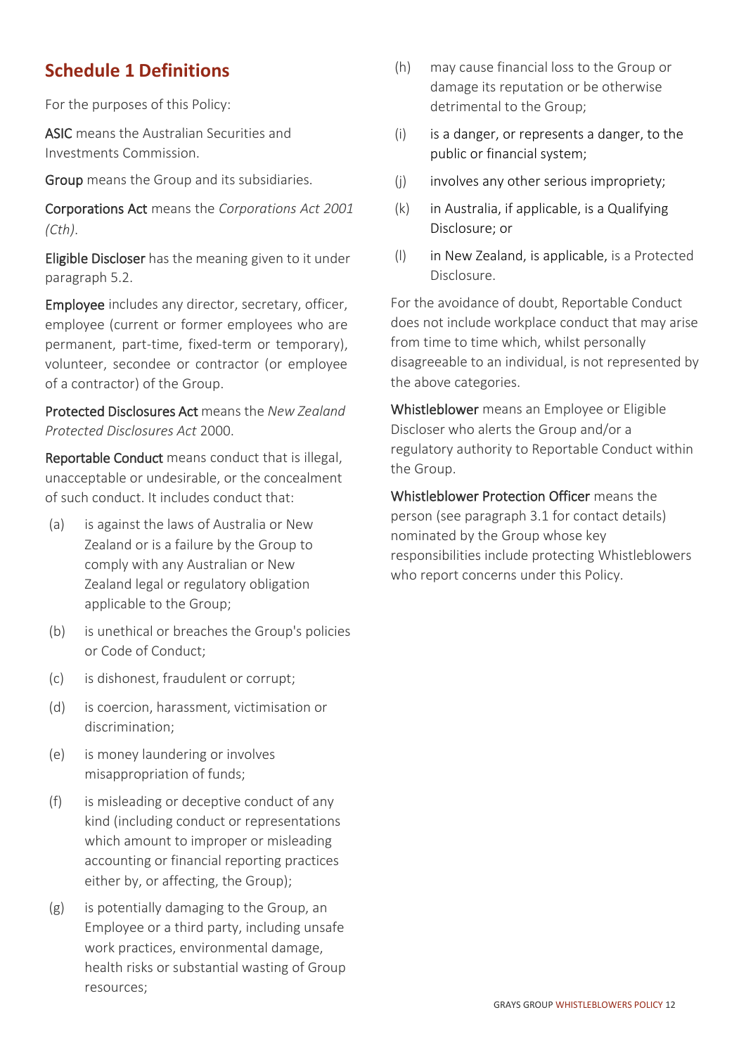## Schedule 1 Definitions

For the purposes of this Policy:

**ASIC** means the Australian Securities and Investments Commission.

**Group** means the Group and its subsidiaries.

**Corporations Act** means the *Corporations Act 2001 (Cth)*.

**Eligible Discloser** has the meaning given to it under paragraph 5.2.

**Employee** includes any director, secretary, officer, employee (current or former employees who are permanent, part-time, fixed-term or temporary), volunteer, secondee or contractor (or employee of a contractor) of the Group.

**Protected Disclosures Act** means the *New Zealand Protected Disclosures Act* 2000.

**Reportable Conduct** means conduct that is illegal, unacceptable or undesirable, or the concealment of such conduct. It includes conduct that:

(a) is against the laws of Australia or New Zealand or is a failure by the Group to comply with any Australian or New Zealand legal or regulatory obligation applicable to the Group;

(b) is unethical or breaches the Group's policies or Code of Conduct;

(c) is dishonest, fraudulent or corrupt;

(d) is coercion, harassment, victimisation or discrimination;

(e) is money laundering or involves misappropriation of funds;

(f) is misleading or deceptive conduct of any kind (including conduct or representations which amount to improper or misleading accounting or financial reporting practices either by, or affecting, the Group);

(g) is potentially damaging to the Group, an Employee or a third party, including unsafe work practices, environmental damage, health risks or substantial wasting of Group resources;

(h) may cause financial loss to the Group or damage its reputation or be otherwise detrimental to the Group;

(i) is a danger, or represents a danger, to the public or financial system;

(j) involves any other serious impropriety;

(k) in Australia, if applicable, is a Qualifying Disclosure; or

(l) in New Zealand, is applicable, is a Protected Disclosure.

For the avoidance of doubt, Reportable Conduct does not include workplace conduct that may arise from time to time which, whilst personally disagreeable to an individual, is not represented by the above categories.

**Whistleblower** means an Employee or Eligible Discloser who alerts the Group and/or a regulatory authority to Reportable Conduct within the Group.

**Whistleblower Protection Officer** means the person (see paragraph 3.1 for contact details) nominated by the Group whose key responsibilities include protecting Whistleblowers who report concerns under this Policy.